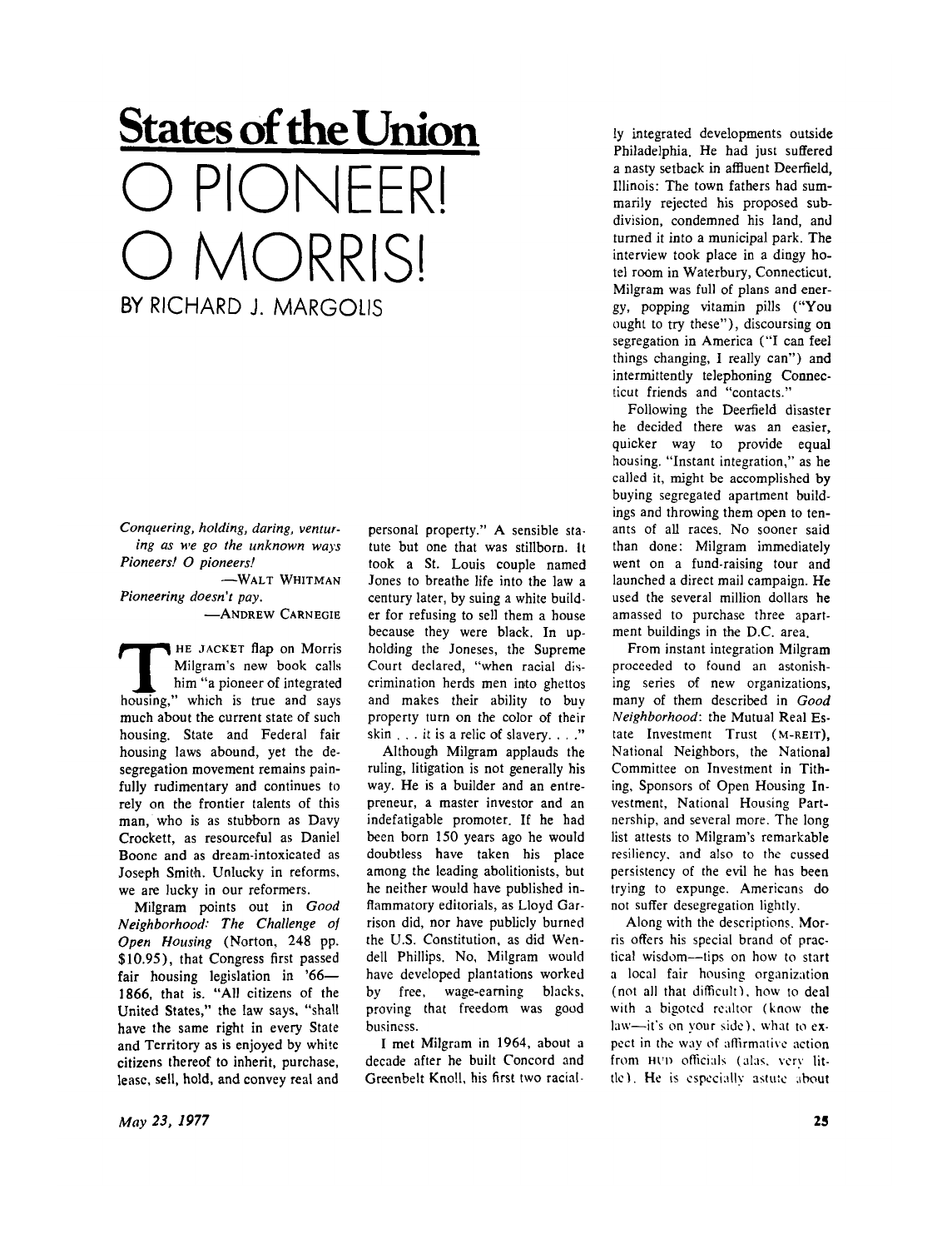# States of the Union

# O PIONEER! O MORRIS!

### BY RICHARD J. MARGOLIS

*Conquering, holding, daring, venturing as we go the unknown ways*
*Pioneers! O pioneers!*

—WALT WHITMAN

*Pioneering doesn't pay.*

—ANDREW CARNEGIE

THE JACKET flap on Morris Milgram's new book calls him "a pioneer of integrated housing," which is true and says much about the current state of such housing. State and Federal fair housing laws abound, yet the desegregation movement remains painfully rudimentary and continues to rely on the frontier talents of this man, who is as stubborn as Davy Crockett, as resourceful as Daniel Boone and as dream-intoxicated as Joseph Smith. Unlucky in reforms, we are lucky in our reformers.

Milgram points out in *Good Neighborhood: The Challenge of Open Housing* (Norton, 248 pp. $10.95), that Congress first passed fair housing legislation in '66—1866, that is. "All citizens of the United States," the law says, "shall have the same right in every State and Territory as is enjoyed by white citizens thereof to inherit, purchase, lease, sell, hold, and convey real and personal property." A sensible statute but one that was stillborn. It took a St. Louis couple named Jones to breathe life into the law a century later, by suing a white builder for refusing to sell them a house because they were black. In upholding the Joneses, the Supreme Court declared, "when racial discrimination herds men into ghettos and makes their ability to buy property turn on the color of their skin . . . it is a relic of slavery. . . ."

Although Milgram applauds the ruling, litigation is not generally his way. He is a builder and an entrepreneur, a master investor and an indefatigable promoter. If he had been born 150 years ago he would doubtless have taken his place among the leading abolitionists, but he neither would have published inflammatory editorials, as Lloyd Garrison did, nor have publicly burned the U.S. Constitution, as did Wendell Phillips. No, Milgram would have developed plantations worked by free, wage-earning blacks, proving that freedom was good business.

I met Milgram in 1964, about a decade after he built Concord and Greenbelt Knoll, his first two racially integrated developments outside Philadelphia. He had just suffered a nasty setback in affluent Deerfield, Illinois: The town fathers had summarily rejected his proposed subdivision, condemned his land, and turned it into a municipal park. The interview took place in a dingy hotel room in Waterbury, Connecticut. Milgram was full of plans and energy, popping vitamin pills ("You ought to try these"), discoursing on segregation in America ("I can feel things changing, I really can") and intermittently telephoning Connecticut friends and "contacts."

Following the Deerfield disaster he decided there was an easier, quicker way to provide equal housing. "Instant integration," as he called it, might be accomplished by buying segregated apartment buildings and throwing them open to tenants of all races. No sooner said than done: Milgram immediately went on a fund-raising tour and launched a direct mail campaign. He used the several million dollars he amassed to purchase three apartment buildings in the D.C. area.

From instant integration Milgram proceeded to found an astonishing series of new organizations, many of them described in *Good Neighborhood*: the Mutual Real Estate Investment Trust (M-REIT), National Neighbors, the National Committee on Investment in Tithing, Sponsors of Open Housing Investment, National Housing Partnership, and several more. The long list attests to Milgram's remarkable resiliency, and also to the cussed persistency of the evil he has been trying to expunge. Americans do not suffer desegregation lightly.

Along with the descriptions, Morris offers his special brand of practical wisdom—tips on how to start a local fair housing organization (not all that difficult), how to deal with a bigoted realtor (know the law—it's on your side), what to expect in the way of affirmative action from HUD officials (alas, very little). He is especially astute about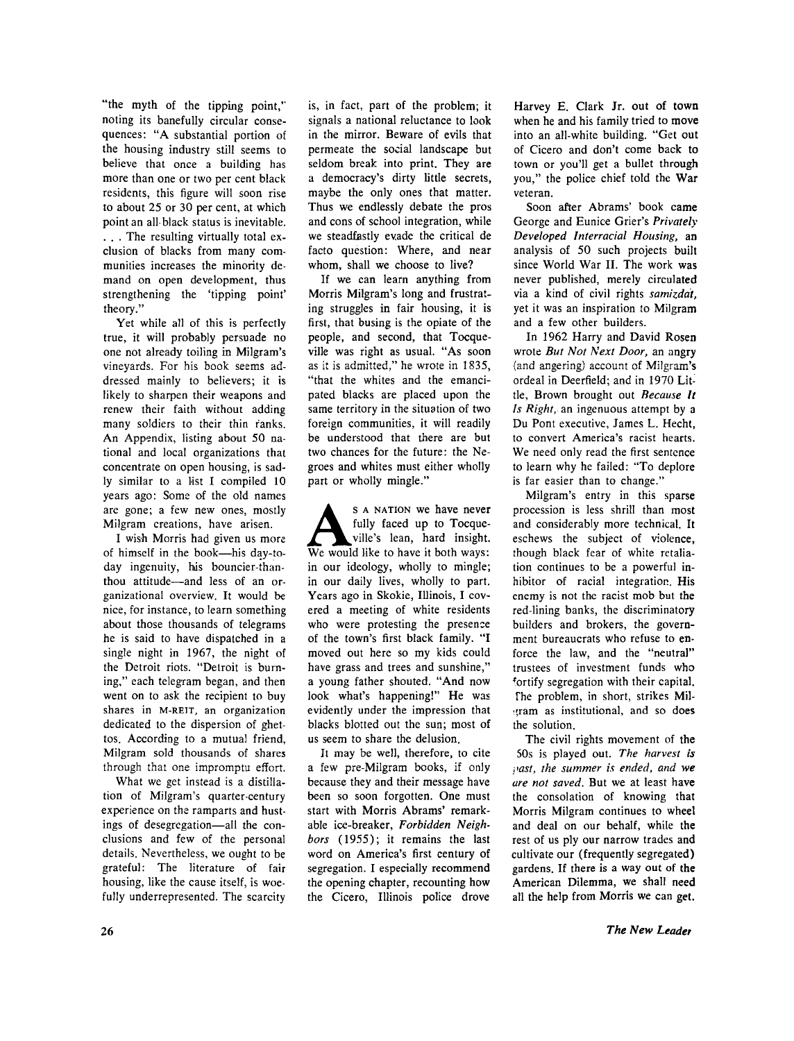"the myth of the tipping point," noting its banefully circular consequences: "A substantial portion of the housing industry still seems to believe that once a building has more than one or two per cent black residents, this figure will soon rise to about 25 or 30 per cent, at which point an all-black status is inevitable. . . . The resulting virtually total exclusion of blacks from many communities increases the minority demand on open development, thus strengthening the 'tipping point' theory."

Yet while all of this is perfectly true, it will probably persuade no one not already toiling in Milgram's vineyards. For his book seems addressed mainly to believers; it is likely to sharpen their weapons and renew their faith without adding many soldiers to their thin ranks. An Appendix, listing about 50 national and local organizations that concentrate on open housing, is sadly similar to a list I compiled 10 years ago: Some of the old names are gone; a few new ones, mostly Milgram creations, have arisen.

I wish Morris had given us more of himself in the book—his day-to-day ingenuity, his bouncier-than-thou attitude—and less of an organizational overview. It would be nice, for instance, to learn something about those thousands of telegrams he is said to have dispatched in a single night in 1967, the night of the Detroit riots. "Detroit is burning," each telegram began, and then went on to ask the recipient to buy shares in M-REIT, an organization dedicated to the dispersion of ghettos. According to a mutual friend, Milgram sold thousands of shares through that one impromptu effort.

What we get instead is a distillation of Milgram's quarter-century experience on the ramparts and hustings of desegregation—all the conclusions and few of the personal details. Nevertheless, we ought to be grateful: The literature of fair housing, like the cause itself, is woefully underrepresented. The scarcity is, in fact, part of the problem; it signals a national reluctance to look in the mirror. Beware of evils that permeate the social landscape but seldom break into print. They are a democracy's dirty little secrets, maybe the only ones that matter. Thus we endlessly debate the pros and cons of school integration, while we steadfastly evade the critical de facto question: Where, and near whom, shall we choose to live?

If we can learn anything from Morris Milgram's long and frustrating struggles in fair housing, it is first, that busing is the opiate of the people, and second, that Tocqueville was right as usual. "As soon as it is admitted," he wrote in 1835, "that the whites and the emancipated blacks are placed upon the same territory in the situation of two foreign communities, it will readily be understood that there are but two chances for the future: the Negroes and whites must either wholly part or wholly mingle."

As a nation we have never fully faced up to Tocqueville's lean, hard insight. We would like to have it both ways: in our ideology, wholly to mingle; in our daily lives, wholly to part. Years ago in Skokie, Illinois, I covered a meeting of white residents who were protesting the presence of the town's first black family. "I moved out here so my kids could have grass and trees and sunshine," a young father shouted. "And now look what's happening!" He was evidently under the impression that blacks blotted out the sun; most of us seem to share the delusion.

It may be well, therefore, to cite a few pre-Milgram books, if only because they and their message have been so soon forgotten. One must start with Morris Abrams' remarkable ice-breaker, *Forbidden Neighbors* (1955); it remains the last word on America's first century of segregation. I especially recommend the opening chapter, recounting how the Cicero, Illinois police drove Harvey E. Clark Jr. out of town when he and his family tried to move into an all-white building. "Get out of Cicero and don't come back to town or you'll get a bullet through you," the police chief told the War veteran.

Soon after Abrams' book came George and Eunice Grier's *Privately Developed Interracial Housing*, an analysis of 50 such projects built since World War II. The work was never published, merely circulated via a kind of civil rights *samizdat*, yet it was an inspiration to Milgram and a few other builders.

In 1962 Harry and David Rosen wrote *But Not Next Door*, an angry (and angering) account of Milgram's ordeal in Deerfield; and in 1970 Little, Brown brought out *Because It Is Right*, an ingenuous attempt by a Du Pont executive, James L. Hecht, to convert America's racist hearts. We need only read the first sentence to learn why he failed: "To deplore is far easier than to change."

Milgram's entry in this sparse procession is less shrill than most and considerably more technical. It eschews the subject of violence, though black fear of white retaliation continues to be a powerful inhibitor of racial integration. His enemy is not the racist mob but the red-lining banks, the discriminatory builders and brokers, the government bureaucrats who refuse to enforce the law, and the "neutral" trustees of investment funds who fortify segregation with their capital. The problem, in short, strikes Milgram as institutional, and so does the solution.

The civil rights movement of the 50s is played out. *The harvest is past, the summer is ended, and we are not saved.* But we at least have the consolation of knowing that Morris Milgram continues to wheel and deal on our behalf, while the rest of us ply our narrow trades and cultivate our (frequently segregated) gardens. If there is a way out of the American Dilemma, we shall need all the help from Morris we can get.